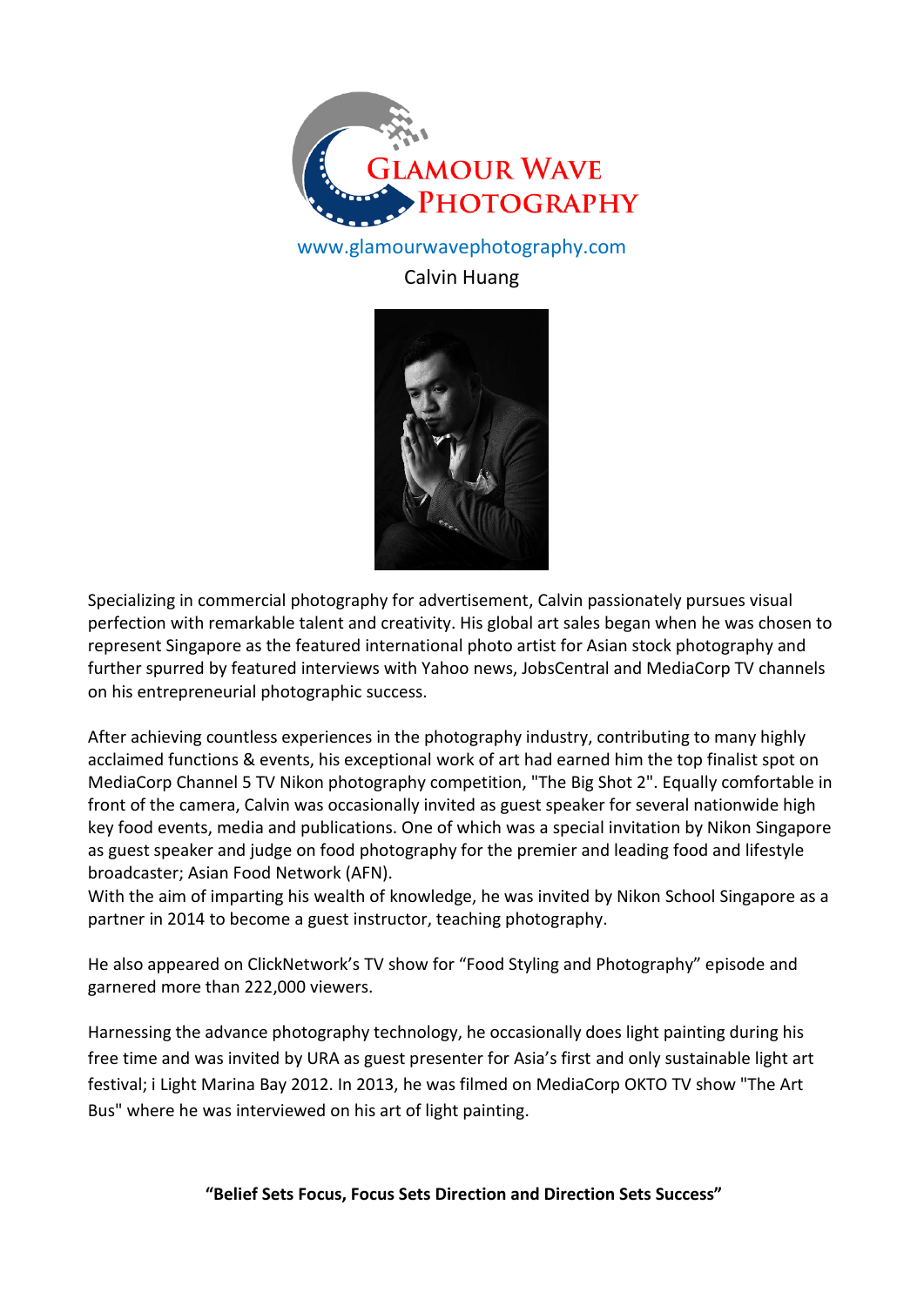GLAMOUR WAVE PHOTOGRAPHY

www.glamourwavephotography.com

Calvin Huang

Specializing in commercial photography for advertisement, Calvin passionately pursues visual perfection with remarkable talent and creativity. His global art sales began when he was chosen to represent Singapore as the featured international photo artist for Asian stock photography and further spurred by featured interviews with Yahoo news, JobsCentral and MediaCorp TV channels on his entrepreneurial photographic success.

After achieving countless experiences in the photography industry, contributing to many highly acclaimed functions & events, his exceptional work of art had earned him the top finalist spot on MediaCorp Channel 5 TV Nikon photography competition, "The Big Shot 2". Equally comfortable in front of the camera, Calvin was occasionally invited as guest speaker for several nationwide high key food events, media and publications. One of which was a special invitation by Nikon Singapore as guest speaker and judge on food photography for the premier and leading food and lifestyle broadcaster; Asian Food Network (AFN).
With the aim of imparting his wealth of knowledge, he was invited by Nikon School Singapore as a partner in 2014 to become a guest instructor, teaching photography.

He also appeared on ClickNetwork's TV show for "Food Styling and Photography" episode and garnered more than 222,000 viewers.

Harnessing the advance photography technology, he occasionally does light painting during his free time and was invited by URA as guest presenter for Asia's first and only sustainable light art festival; i Light Marina Bay 2012. In 2013, he was filmed on MediaCorp OKTO TV show "The Art Bus" where he was interviewed on his art of light painting.

**"Belief Sets Focus, Focus Sets Direction and Direction Sets Success"**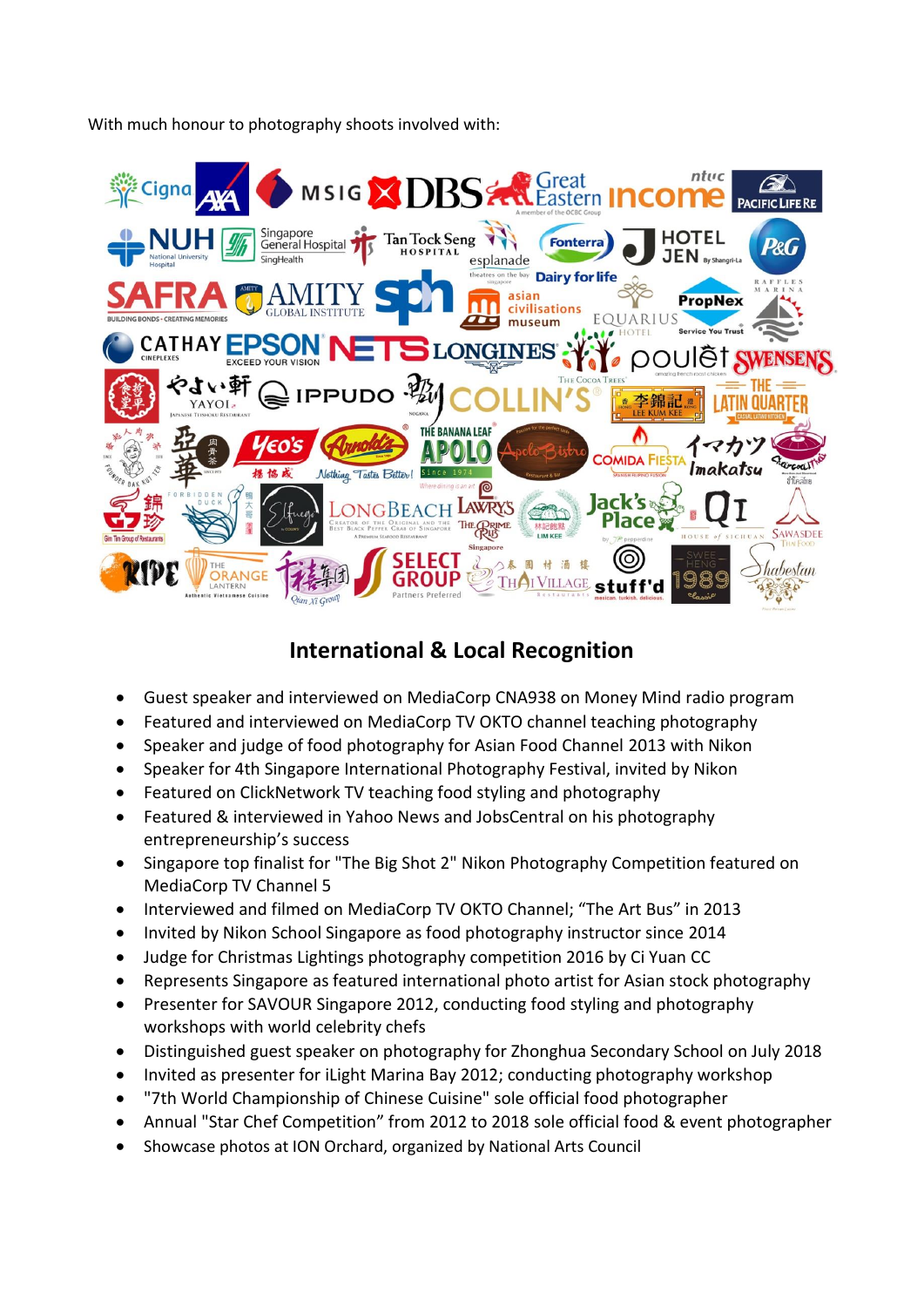With much honour to photography shoots involved with:

## International & Local Recognition

- Guest speaker and interviewed on MediaCorp CNA938 on Money Mind radio program
- Featured and interviewed on MediaCorp TV OKTO channel teaching photography
- Speaker and judge of food photography for Asian Food Channel 2013 with Nikon
- Speaker for 4th Singapore International Photography Festival, invited by Nikon
- Featured on ClickNetwork TV teaching food styling and photography
- Featured & interviewed in Yahoo News and JobsCentral on his photography entrepreneurship's success
- Singapore top finalist for "The Big Shot 2" Nikon Photography Competition featured on MediaCorp TV Channel 5
- Interviewed and filmed on MediaCorp TV OKTO Channel; "The Art Bus" in 2013
- Invited by Nikon School Singapore as food photography instructor since 2014
- Judge for Christmas Lightings photography competition 2016 by Ci Yuan CC
- Represents Singapore as featured international photo artist for Asian stock photography
- Presenter for SAVOUR Singapore 2012, conducting food styling and photography workshops with world celebrity chefs
- Distinguished guest speaker on photography for Zhonghua Secondary School on July 2018
- Invited as presenter for iLight Marina Bay 2012; conducting photography workshop
- "7th World Championship of Chinese Cuisine" sole official food photographer
- Annual "Star Chef Competition" from 2012 to 2018 sole official food & event photographer
- Showcase photos at ION Orchard, organized by National Arts Council